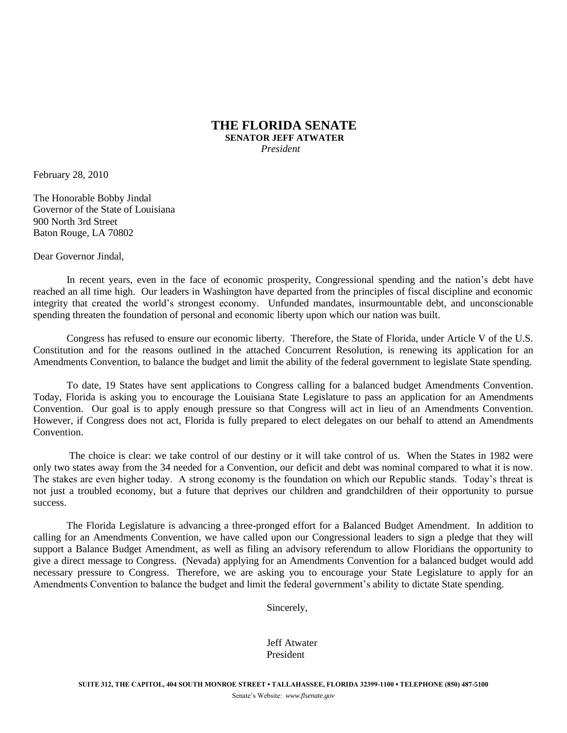# THE FLORIDA SENATE

**SENATOR JEFF ATWATER**
*President*

February 28, 2010

The Honorable Bobby Jindal
Governor of the State of Louisiana
900 North 3rd Street
Baton Rouge, LA 70802

Dear Governor Jindal,

In recent years, even in the face of economic prosperity, Congressional spending and the nation's debt have reached an all time high. Our leaders in Washington have departed from the principles of fiscal discipline and economic integrity that created the world's strongest economy. Unfunded mandates, insurmountable debt, and unconscionable spending threaten the foundation of personal and economic liberty upon which our nation was built.

Congress has refused to ensure our economic liberty. Therefore, the State of Florida, under Article V of the U.S. Constitution and for the reasons outlined in the attached Concurrent Resolution, is renewing its application for an Amendments Convention, to balance the budget and limit the ability of the federal government to legislate State spending.

To date, 19 States have sent applications to Congress calling for a balanced budget Amendments Convention. Today, Florida is asking you to encourage the Louisiana State Legislature to pass an application for an Amendments Convention. Our goal is to apply enough pressure so that Congress will act in lieu of an Amendments Convention. However, if Congress does not act, Florida is fully prepared to elect delegates on our behalf to attend an Amendments Convention.

The choice is clear: we take control of our destiny or it will take control of us. When the States in 1982 were only two states away from the 34 needed for a Convention, our deficit and debt was nominal compared to what it is now. The stakes are even higher today. A strong economy is the foundation on which our Republic stands. Today's threat is not just a troubled economy, but a future that deprives our children and grandchildren of their opportunity to pursue success.

The Florida Legislature is advancing a three-pronged effort for a Balanced Budget Amendment. In addition to calling for an Amendments Convention, we have called upon our Congressional leaders to sign a pledge that they will support a Balance Budget Amendment, as well as filing an advisory referendum to allow Floridians the opportunity to give a direct message to Congress. (Nevada) applying for an Amendments Convention for a balanced budget would add necessary pressure to Congress. Therefore, we are asking you to encourage your State Legislature to apply for an Amendments Convention to balance the budget and limit the federal government's ability to dictate State spending.

Sincerely,

Jeff Atwater
President

SUITE 312, THE CAPITOL, 404 SOUTH MONROE STREET ▪ TALLAHASSEE, FLORIDA 32399-1100 ▪ TELEPHONE (850) 487-5100

Senate's Website: *www.flsenate.gov*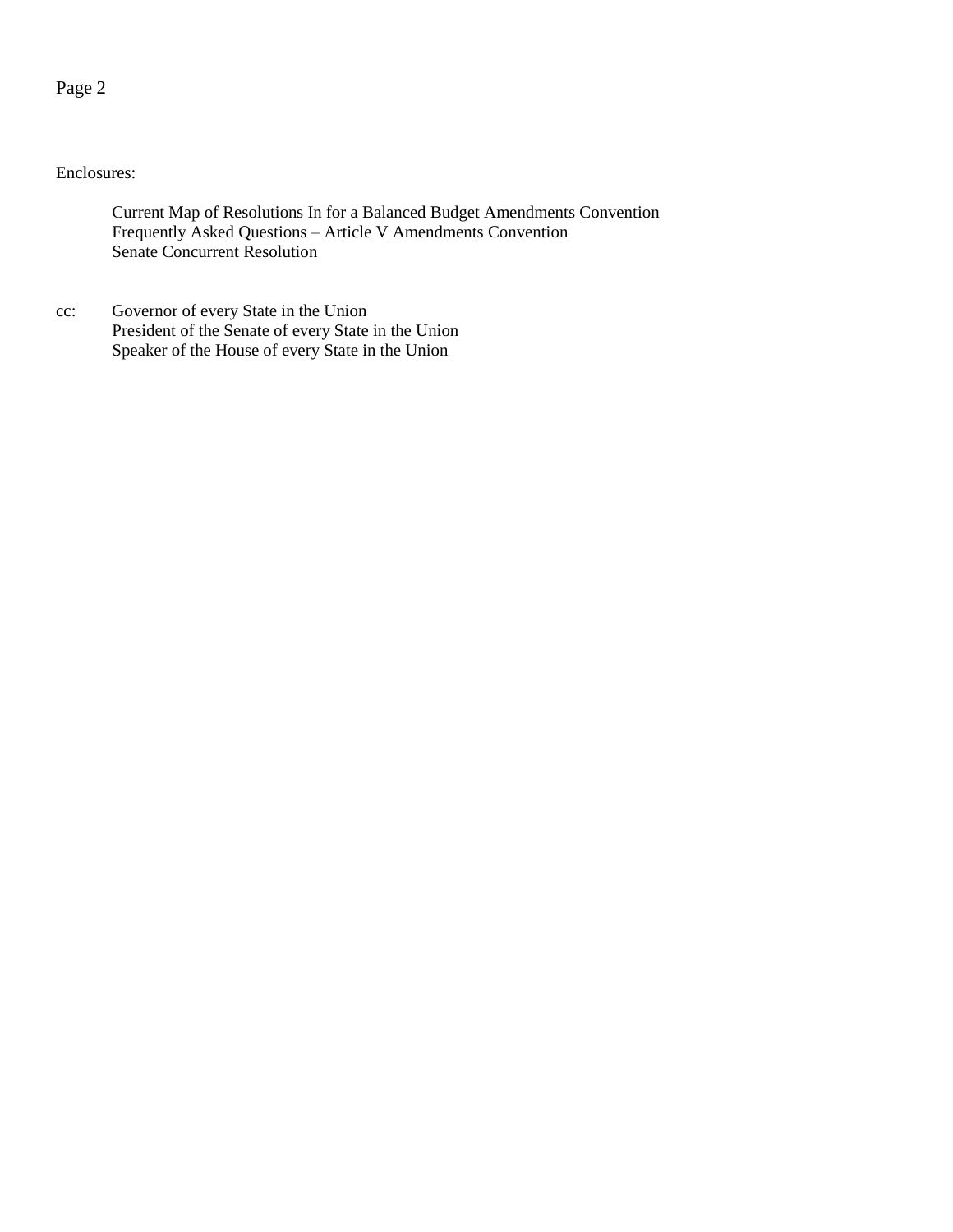Enclosures:

Current Map of Resolutions In for a Balanced Budget Amendments Convention
Frequently Asked Questions – Article V Amendments Convention
Senate Concurrent Resolution

cc: Governor of every State in the Union
President of the Senate of every State in the Union
Speaker of the House of every State in the Union